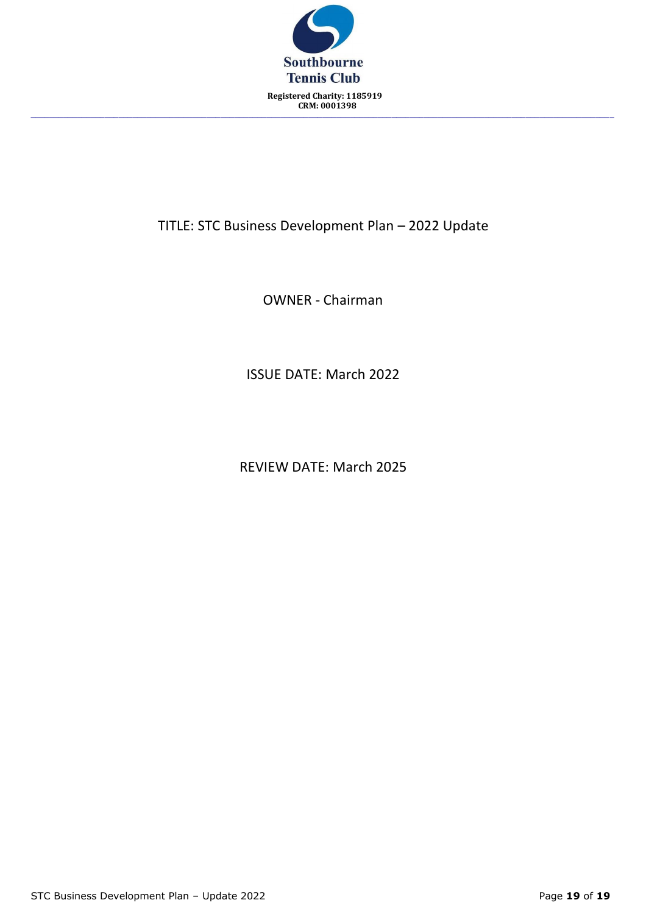**Southbourne Tennis Club**

**Registered Charity: 1185919**
**CRM: 0001398**

---

TITLE: STC Business Development Plan – 2022 Update

OWNER - Chairman

ISSUE DATE: March 2022

REVIEW DATE: March 2025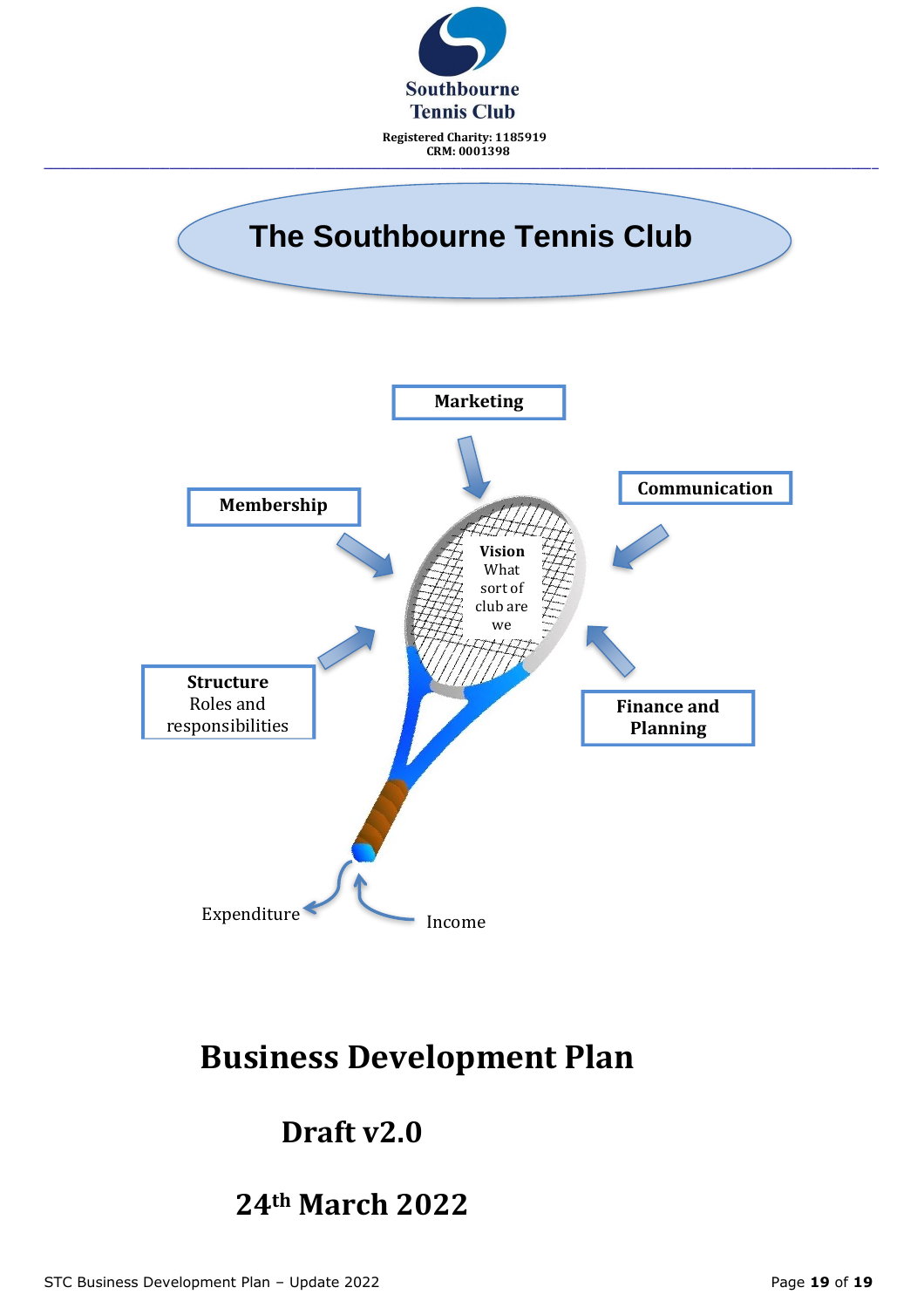Southbourne Tennis Club

Registered Charity: 1185919
CRM: 0001398

# The Southbourne Tennis Club

Marketing

Membership

Communication

**Vision**
What sort of club are we

**Structure**
Roles and responsibilities

**Finance and Planning**

Expenditure

Income

# Business Development Plan

## Draft v2.0

## 24th March 2022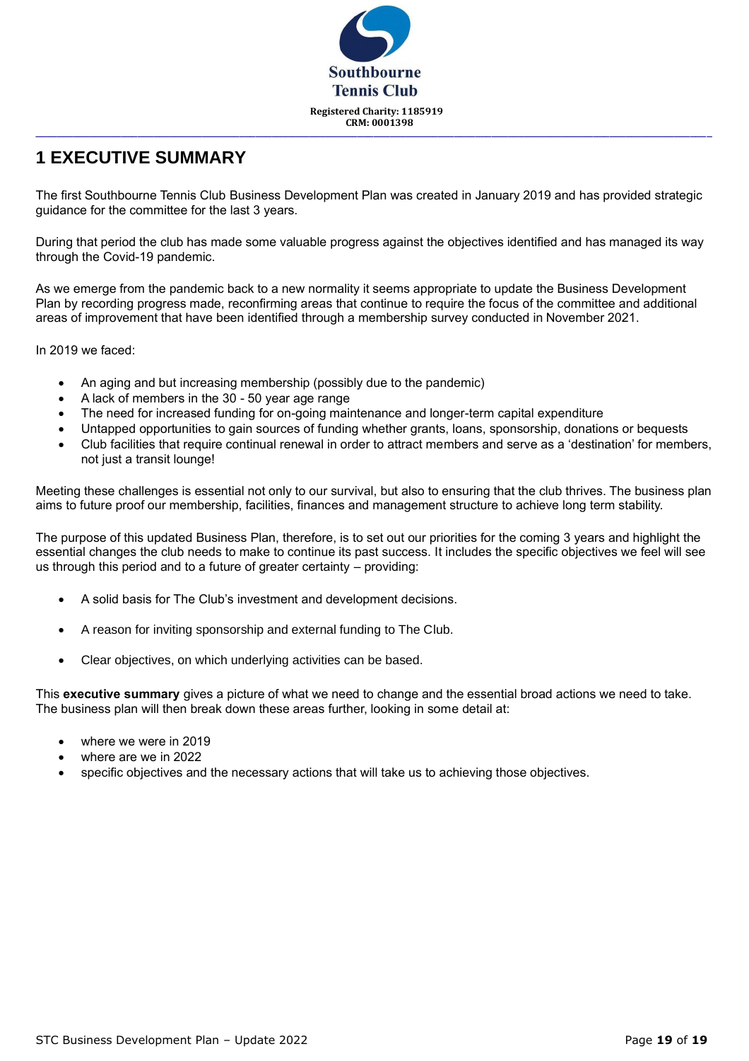# 1 EXECUTIVE SUMMARY

The first Southbourne Tennis Club Business Development Plan was created in January 2019 and has provided strategic guidance for the committee for the last 3 years.

During that period the club has made some valuable progress against the objectives identified and has managed its way through the Covid-19 pandemic.

As we emerge from the pandemic back to a new normality it seems appropriate to update the Business Development Plan by recording progress made, reconfirming areas that continue to require the focus of the committee and additional areas of improvement that have been identified through a membership survey conducted in November 2021.

In 2019 we faced:

- An aging and but increasing membership (possibly due to the pandemic)
- A lack of members in the 30 - 50 year age range
- The need for increased funding for on-going maintenance and longer-term capital expenditure
- Untapped opportunities to gain sources of funding whether grants, loans, sponsorship, donations or bequests
- Club facilities that require continual renewal in order to attract members and serve as a 'destination' for members, not just a transit lounge!

Meeting these challenges is essential not only to our survival, but also to ensuring that the club thrives. The business plan aims to future proof our membership, facilities, finances and management structure to achieve long term stability.

The purpose of this updated Business Plan, therefore, is to set out our priorities for the coming 3 years and highlight the essential changes the club needs to make to continue its past success. It includes the specific objectives we feel will see us through this period and to a future of greater certainty – providing:

- A solid basis for The Club's investment and development decisions.
- A reason for inviting sponsorship and external funding to The Club.
- Clear objectives, on which underlying activities can be based.

This **executive summary** gives a picture of what we need to change and the essential broad actions we need to take. The business plan will then break down these areas further, looking in some detail at:

- where we were in 2019
- where are we in 2022
- specific objectives and the necessary actions that will take us to achieving those objectives.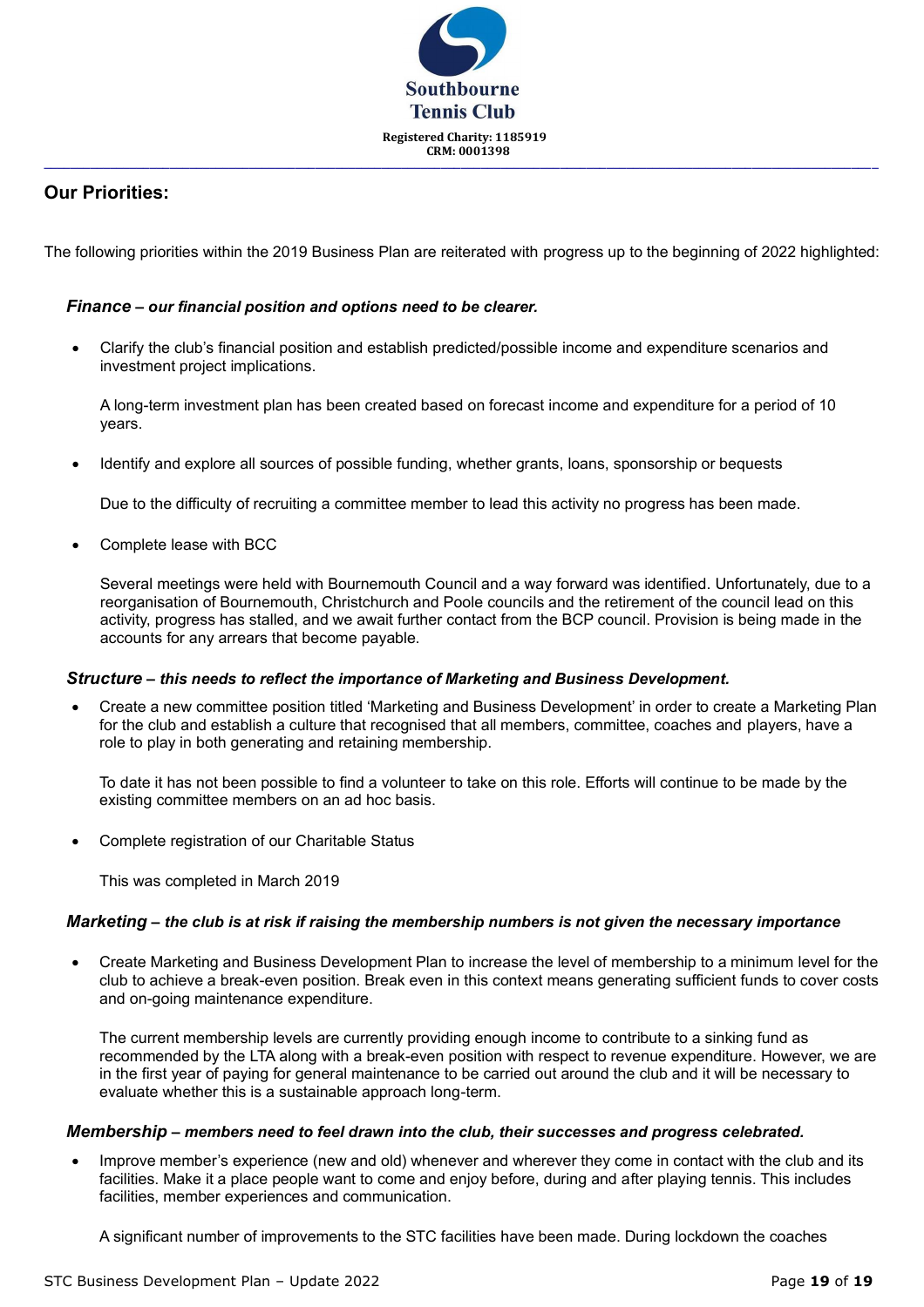## Our Priorities:

The following priorities within the 2019 Business Plan are reiterated with progress up to the beginning of 2022 highlighted:

### *Finance – our financial position and options need to be clearer.*

- Clarify the club's financial position and establish predicted/possible income and expenditure scenarios and investment project implications.

  A long-term investment plan has been created based on forecast income and expenditure for a period of 10 years.

- Identify and explore all sources of possible funding, whether grants, loans, sponsorship or bequests

  Due to the difficulty of recruiting a committee member to lead this activity no progress has been made.

- Complete lease with BCC

  Several meetings were held with Bournemouth Council and a way forward was identified. Unfortunately, due to a reorganisation of Bournemouth, Christchurch and Poole councils and the retirement of the council lead on this activity, progress has stalled, and we await further contact from the BCP council. Provision is being made in the accounts for any arrears that become payable.

### *Structure – this needs to reflect the importance of Marketing and Business Development.*

- Create a new committee position titled 'Marketing and Business Development' in order to create a Marketing Plan for the club and establish a culture that recognised that all members, committee, coaches and players, have a role to play in both generating and retaining membership.

  To date it has not been possible to find a volunteer to take on this role. Efforts will continue to be made by the existing committee members on an ad hoc basis.

- Complete registration of our Charitable Status

  This was completed in March 2019

### *Marketing – the club is at risk if raising the membership numbers is not given the necessary importance*

- Create Marketing and Business Development Plan to increase the level of membership to a minimum level for the club to achieve a break-even position. Break even in this context means generating sufficient funds to cover costs and on-going maintenance expenditure.

  The current membership levels are currently providing enough income to contribute to a sinking fund as recommended by the LTA along with a break-even position with respect to revenue expenditure. However, we are in the first year of paying for general maintenance to be carried out around the club and it will be necessary to evaluate whether this is a sustainable approach long-term.

### *Membership – members need to feel drawn into the club, their successes and progress celebrated.*

- Improve member's experience (new and old) whenever and wherever they come in contact with the club and its facilities. Make it a place people want to come and enjoy before, during and after playing tennis. This includes facilities, member experiences and communication.

  A significant number of improvements to the STC facilities have been made. During lockdown the coaches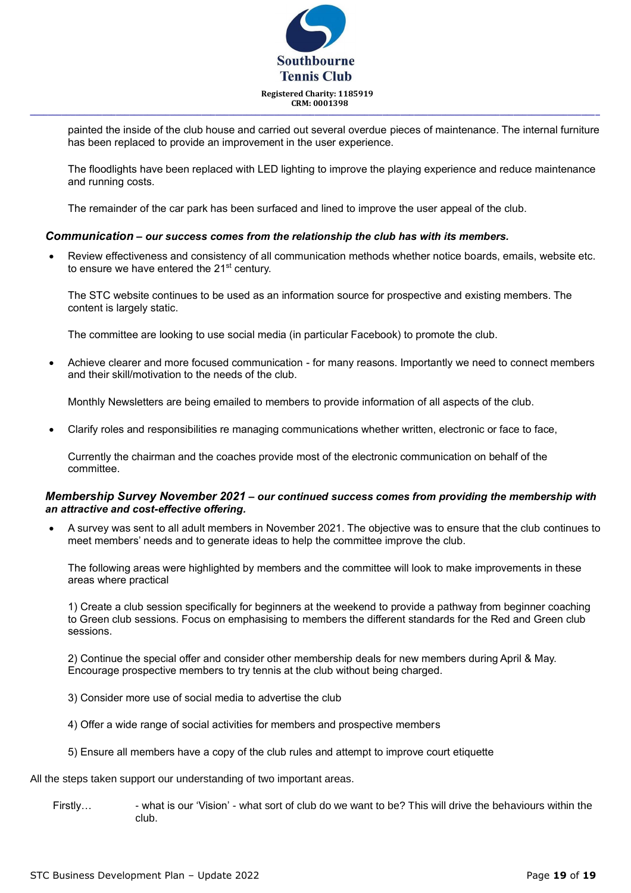painted the inside of the club house and carried out several overdue pieces of maintenance. The internal furniture has been replaced to provide an improvement in the user experience.

The floodlights have been replaced with LED lighting to improve the playing experience and reduce maintenance and running costs.

The remainder of the car park has been surfaced and lined to improve the user appeal of the club.

### *Communication – our success comes from the relationship the club has with its members.*

- Review effectiveness and consistency of all communication methods whether notice boards, emails, website etc. to ensure we have entered the 21st century.

  The STC website continues to be used as an information source for prospective and existing members. The content is largely static.

  The committee are looking to use social media (in particular Facebook) to promote the club.

- Achieve clearer and more focused communication - for many reasons. Importantly we need to connect members and their skill/motivation to the needs of the club.

  Monthly Newsletters are being emailed to members to provide information of all aspects of the club.

- Clarify roles and responsibilities re managing communications whether written, electronic or face to face,

  Currently the chairman and the coaches provide most of the electronic communication on behalf of the committee.

### *Membership Survey November 2021 – our continued success comes from providing the membership with an attractive and cost-effective offering.*

- A survey was sent to all adult members in November 2021. The objective was to ensure that the club continues to meet members' needs and to generate ideas to help the committee improve the club.

  The following areas were highlighted by members and the committee will look to make improvements in these areas where practical

  1) Create a club session specifically for beginners at the weekend to provide a pathway from beginner coaching to Green club sessions. Focus on emphasising to members the different standards for the Red and Green club sessions.

  2) Continue the special offer and consider other membership deals for new members during April & May. Encourage prospective members to try tennis at the club without being charged.

  3) Consider more use of social media to advertise the club

  4) Offer a wide range of social activities for members and prospective members

  5) Ensure all members have a copy of the club rules and attempt to improve court etiquette

All the steps taken support our understanding of two important areas.

Firstly… - what is our 'Vision' - what sort of club do we want to be? This will drive the behaviours within the club.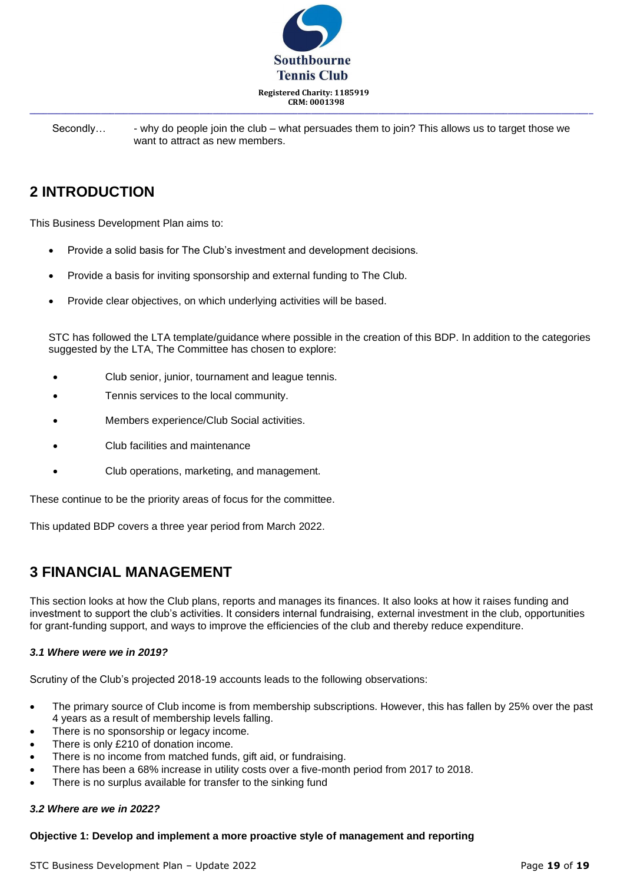Secondly… - why do people join the club – what persuades them to join? This allows us to target those we want to attract as new members.

## 2 INTRODUCTION

This Business Development Plan aims to:

- Provide a solid basis for The Club's investment and development decisions.
- Provide a basis for inviting sponsorship and external funding to The Club.
- Provide clear objectives, on which underlying activities will be based.

STC has followed the LTA template/guidance where possible in the creation of this BDP. In addition to the categories suggested by the LTA, The Committee has chosen to explore:

- Club senior, junior, tournament and league tennis.
- Tennis services to the local community.
- Members experience/Club Social activities.
- Club facilities and maintenance
- Club operations, marketing, and management.

These continue to be the priority areas of focus for the committee.

This updated BDP covers a three year period from March 2022.

## 3 FINANCIAL MANAGEMENT

This section looks at how the Club plans, reports and manages its finances. It also looks at how it raises funding and investment to support the club's activities. It considers internal fundraising, external investment in the club, opportunities for grant-funding support, and ways to improve the efficiencies of the club and thereby reduce expenditure.

### *3.1 Where were we in 2019?*

Scrutiny of the Club's projected 2018-19 accounts leads to the following observations:

- The primary source of Club income is from membership subscriptions. However, this has fallen by 25% over the past 4 years as a result of membership levels falling.
- There is no sponsorship or legacy income.
- There is only £210 of donation income.
- There is no income from matched funds, gift aid, or fundraising.
- There has been a 68% increase in utility costs over a five-month period from 2017 to 2018.
- There is no surplus available for transfer to the sinking fund

### *3.2 Where are we in 2022?*

**Objective 1: Develop and implement a more proactive style of management and reporting**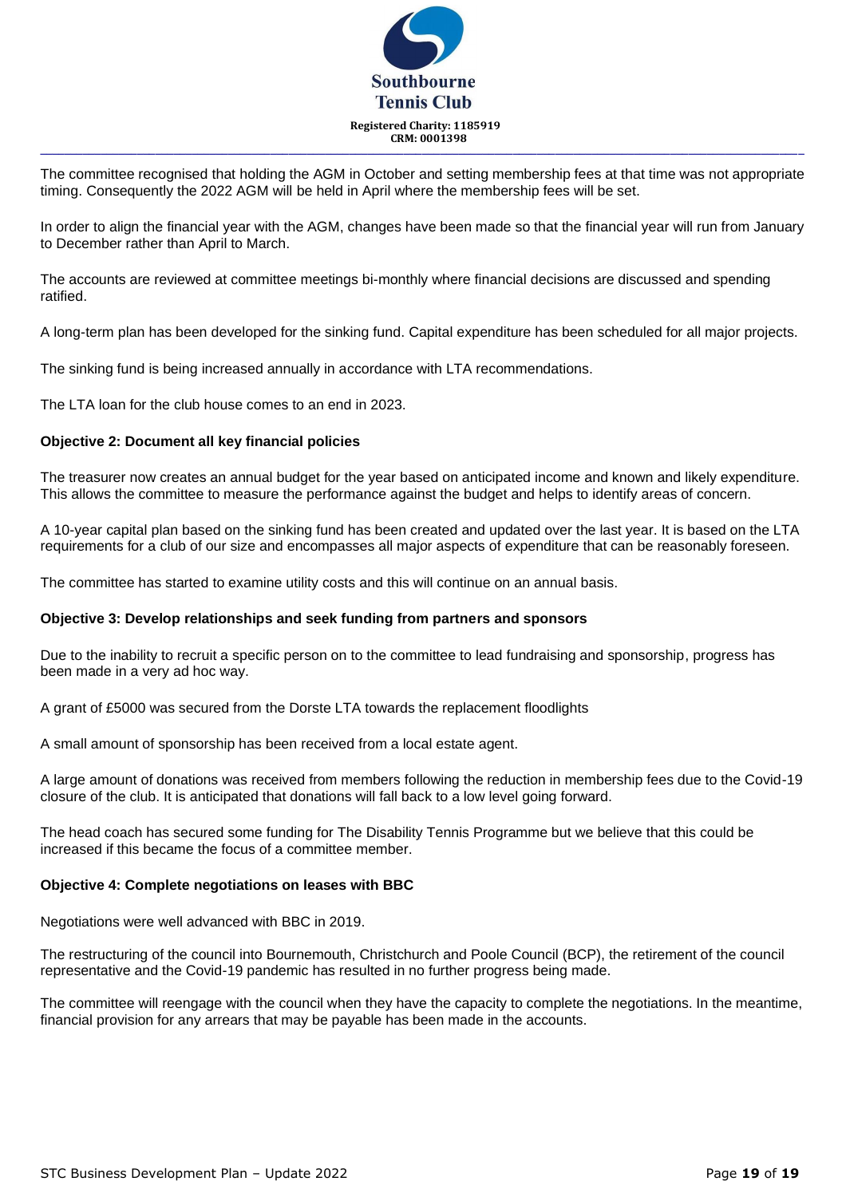The committee recognised that holding the AGM in October and setting membership fees at that time was not appropriate timing. Consequently the 2022 AGM will be held in April where the membership fees will be set.

In order to align the financial year with the AGM, changes have been made so that the financial year will run from January to December rather than April to March.

The accounts are reviewed at committee meetings bi-monthly where financial decisions are discussed and spending ratified.

A long-term plan has been developed for the sinking fund. Capital expenditure has been scheduled for all major projects.

The sinking fund is being increased annually in accordance with LTA recommendations.

The LTA loan for the club house comes to an end in 2023.

**Objective 2: Document all key financial policies**

The treasurer now creates an annual budget for the year based on anticipated income and known and likely expenditure. This allows the committee to measure the performance against the budget and helps to identify areas of concern.

A 10-year capital plan based on the sinking fund has been created and updated over the last year. It is based on the LTA requirements for a club of our size and encompasses all major aspects of expenditure that can be reasonably foreseen.

The committee has started to examine utility costs and this will continue on an annual basis.

**Objective 3: Develop relationships and seek funding from partners and sponsors**

Due to the inability to recruit a specific person on to the committee to lead fundraising and sponsorship, progress has been made in a very ad hoc way.

A grant of £5000 was secured from the Dorste LTA towards the replacement floodlights

A small amount of sponsorship has been received from a local estate agent.

A large amount of donations was received from members following the reduction in membership fees due to the Covid-19 closure of the club. It is anticipated that donations will fall back to a low level going forward.

The head coach has secured some funding for The Disability Tennis Programme but we believe that this could be increased if this became the focus of a committee member.

**Objective 4: Complete negotiations on leases with BBC**

Negotiations were well advanced with BBC in 2019.

The restructuring of the council into Bournemouth, Christchurch and Poole Council (BCP), the retirement of the council representative and the Covid-19 pandemic has resulted in no further progress being made.

The committee will reengage with the council when they have the capacity to complete the negotiations. In the meantime, financial provision for any arrears that may be payable has been made in the accounts.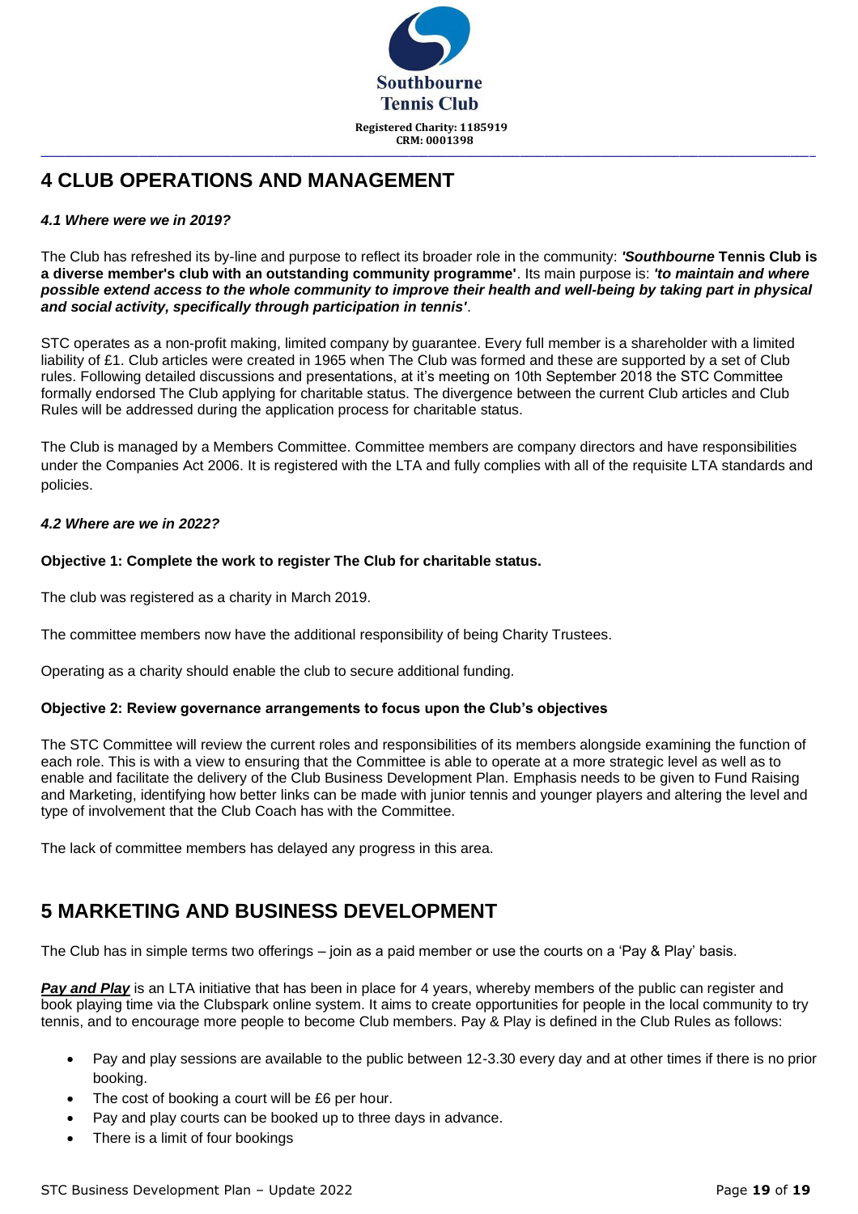# 4 CLUB OPERATIONS AND MANAGEMENT

### *4.1 Where were we in 2019?*

The Club has refreshed its by-line and purpose to reflect its broader role in the community: ***'Southbourne* Tennis Club is a diverse member's club with an outstanding community programme'**. Its main purpose is: ***'to maintain and where possible extend access to the whole community to improve their health and well-being by taking part in physical and social activity, specifically through participation in tennis'***.

STC operates as a non-profit making, limited company by guarantee. Every full member is a shareholder with a limited liability of £1. Club articles were created in 1965 when The Club was formed and these are supported by a set of Club rules. Following detailed discussions and presentations, at it's meeting on 10th September 2018 the STC Committee formally endorsed The Club applying for charitable status. The divergence between the current Club articles and Club Rules will be addressed during the application process for charitable status.

The Club is managed by a Members Committee. Committee members are company directors and have responsibilities under the Companies Act 2006. It is registered with the LTA and fully complies with all of the requisite LTA standards and policies.

### *4.2 Where are we in 2022?*

**Objective 1: Complete the work to register The Club for charitable status.**

The club was registered as a charity in March 2019.

The committee members now have the additional responsibility of being Charity Trustees.

Operating as a charity should enable the club to secure additional funding.

**Objective 2: Review governance arrangements to focus upon the Club's objectives**

The STC Committee will review the current roles and responsibilities of its members alongside examining the function of each role. This is with a view to ensuring that the Committee is able to operate at a more strategic level as well as to enable and facilitate the delivery of the Club Business Development Plan. Emphasis needs to be given to Fund Raising and Marketing, identifying how better links can be made with junior tennis and younger players and altering the level and type of involvement that the Club Coach has with the Committee.

The lack of committee members has delayed any progress in this area.

# 5 MARKETING AND BUSINESS DEVELOPMENT

The Club has in simple terms two offerings – join as a paid member or use the courts on a 'Pay & Play' basis.

***Pay and Play*** is an LTA initiative that has been in place for 4 years, whereby members of the public can register and book playing time via the Clubspark online system. It aims to create opportunities for people in the local community to try tennis, and to encourage more people to become Club members. Pay & Play is defined in the Club Rules as follows:

- Pay and play sessions are available to the public between 12-3.30 every day and at other times if there is no prior booking.
- The cost of booking a court will be £6 per hour.
- Pay and play courts can be booked up to three days in advance.
- There is a limit of four bookings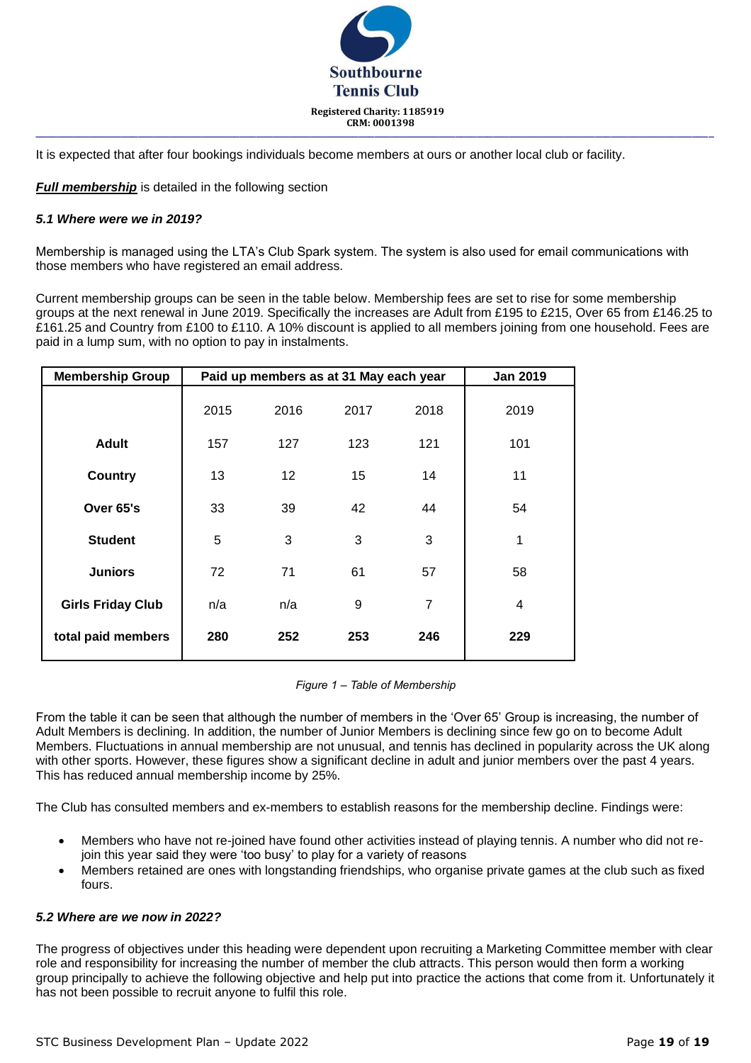It is expected that after four bookings individuals become members at ours or another local club or facility.

***Full membership*** is detailed in the following section

***5.1 Where were we in 2019?***

Membership is managed using the LTA's Club Spark system. The system is also used for email communications with those members who have registered an email address.

Current membership groups can be seen in the table below. Membership fees are set to rise for some membership groups at the next renewal in June 2019. Specifically the increases are Adult from £195 to £215, Over 65 from £146.25 to £161.25 and Country from £100 to £110. A 10% discount is applied to all members joining from one household. Fees are paid in a lump sum, with no option to pay in instalments.

| Membership Group | Paid up members as at 31 May each year | | | | Jan 2019 |
|---|---|---|---|---|---|
| | 2015 | 2016 | 2017 | 2018 | 2019 |
| **Adult** | 157 | 127 | 123 | 121 | 101 |
| **Country** | 13 | 12 | 15 | 14 | 11 |
| **Over 65's** | 33 | 39 | 42 | 44 | 54 |
| **Student** | 5 | 3 | 3 | 3 | 1 |
| **Juniors** | 72 | 71 | 61 | 57 | 58 |
| **Girls Friday Club** | n/a | n/a | 9 | 7 | 4 |
| **total paid members** | **280** | **252** | **253** | **246** | **229** |

*Figure 1 – Table of Membership*

From the table it can be seen that although the number of members in the 'Over 65' Group is increasing, the number of Adult Members is declining. In addition, the number of Junior Members is declining since few go on to become Adult Members. Fluctuations in annual membership are not unusual, and tennis has declined in popularity across the UK along with other sports. However, these figures show a significant decline in adult and junior members over the past 4 years. This has reduced annual membership income by 25%.

The Club has consulted members and ex-members to establish reasons for the membership decline. Findings were:

- Members who have not re-joined have found other activities instead of playing tennis. A number who did not re-join this year said they were 'too busy' to play for a variety of reasons
- Members retained are ones with longstanding friendships, who organise private games at the club such as fixed fours.

***5.2 Where are we now in 2022?***

The progress of objectives under this heading were dependent upon recruiting a Marketing Committee member with clear role and responsibility for increasing the number of member the club attracts. This person would then form a working group principally to achieve the following objective and help put into practice the actions that come from it. Unfortunately it has not been possible to recruit anyone to fulfil this role.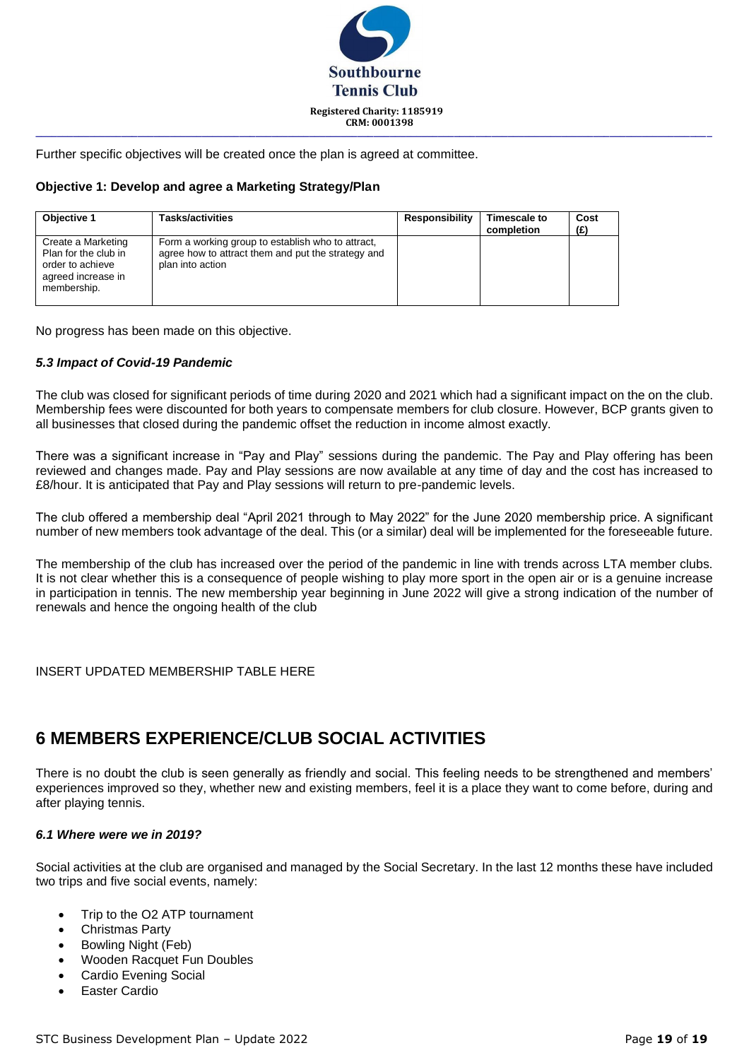Further specific objectives will be created once the plan is agreed at committee.

**Objective 1: Develop and agree a Marketing Strategy/Plan**

| Objective 1 | Tasks/activities | Responsibility | Timescale to completion | Cost (£) |
|---|---|---|---|---|
| Create a Marketing Plan for the club in order to achieve agreed increase in membership. | Form a working group to establish who to attract, agree how to attract them and put the strategy and plan into action | | | |

No progress has been made on this objective.

### *5.3 Impact of Covid-19 Pandemic*

The club was closed for significant periods of time during 2020 and 2021 which had a significant impact on the on the club. Membership fees were discounted for both years to compensate members for club closure. However, BCP grants given to all businesses that closed during the pandemic offset the reduction in income almost exactly.

There was a significant increase in "Pay and Play" sessions during the pandemic. The Pay and Play offering has been reviewed and changes made. Pay and Play sessions are now available at any time of day and the cost has increased to £8/hour. It is anticipated that Pay and Play sessions will return to pre-pandemic levels.

The club offered a membership deal "April 2021 through to May 2022" for the June 2020 membership price. A significant number of new members took advantage of the deal. This (or a similar) deal will be implemented for the foreseeable future.

The membership of the club has increased over the period of the pandemic in line with trends across LTA member clubs. It is not clear whether this is a consequence of people wishing to play more sport in the open air or is a genuine increase in participation in tennis. The new membership year beginning in June 2022 will give a strong indication of the number of renewals and hence the ongoing health of the club

INSERT UPDATED MEMBERSHIP TABLE HERE

## 6 MEMBERS EXPERIENCE/CLUB SOCIAL ACTIVITIES

There is no doubt the club is seen generally as friendly and social. This feeling needs to be strengthened and members' experiences improved so they, whether new and existing members, feel it is a place they want to come before, during and after playing tennis.

### *6.1 Where were we in 2019?*

Social activities at the club are organised and managed by the Social Secretary. In the last 12 months these have included two trips and five social events, namely:

- Trip to the O2 ATP tournament
- Christmas Party
- Bowling Night (Feb)
- Wooden Racquet Fun Doubles
- Cardio Evening Social
- Easter Cardio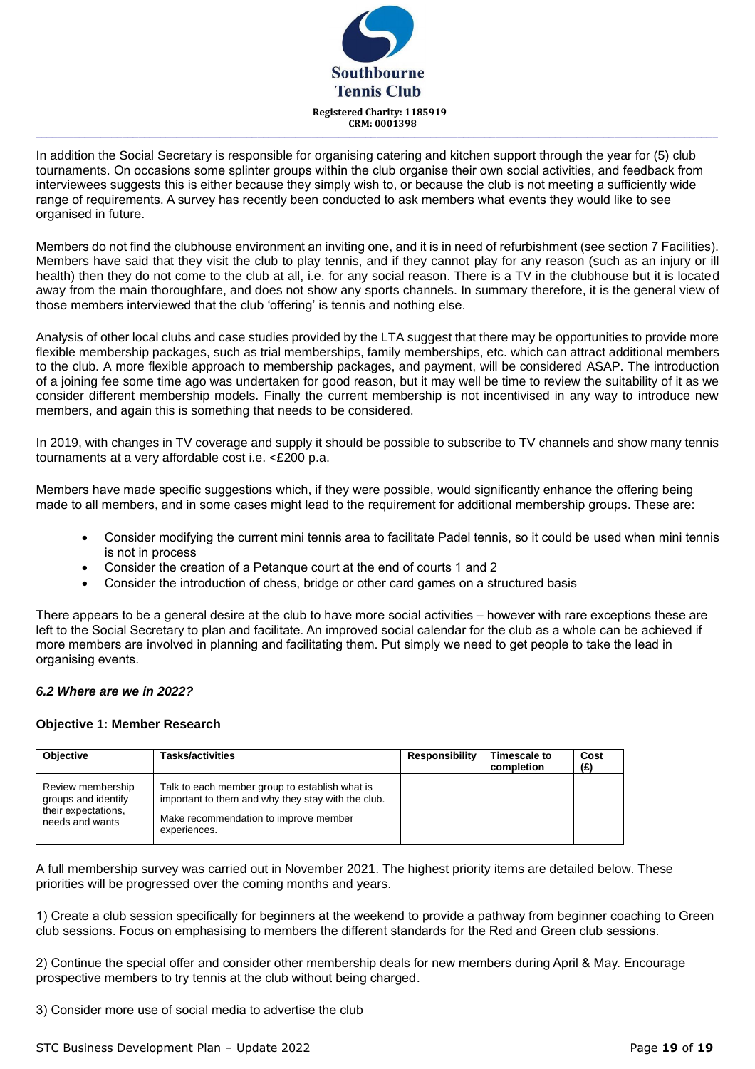In addition the Social Secretary is responsible for organising catering and kitchen support through the year for (5) club tournaments. On occasions some splinter groups within the club organise their own social activities, and feedback from interviewees suggests this is either because they simply wish to, or because the club is not meeting a sufficiently wide range of requirements. A survey has recently been conducted to ask members what events they would like to see organised in future.

Members do not find the clubhouse environment an inviting one, and it is in need of refurbishment (see section 7 Facilities). Members have said that they visit the club to play tennis, and if they cannot play for any reason (such as an injury or ill health) then they do not come to the club at all, i.e. for any social reason. There is a TV in the clubhouse but it is located away from the main thoroughfare, and does not show any sports channels. In summary therefore, it is the general view of those members interviewed that the club 'offering' is tennis and nothing else.

Analysis of other local clubs and case studies provided by the LTA suggest that there may be opportunities to provide more flexible membership packages, such as trial memberships, family memberships, etc. which can attract additional members to the club. A more flexible approach to membership packages, and payment, will be considered ASAP. The introduction of a joining fee some time ago was undertaken for good reason, but it may well be time to review the suitability of it as we consider different membership models. Finally the current membership is not incentivised in any way to introduce new members, and again this is something that needs to be considered.

In 2019, with changes in TV coverage and supply it should be possible to subscribe to TV channels and show many tennis tournaments at a very affordable cost i.e. <£200 p.a.

Members have made specific suggestions which, if they were possible, would significantly enhance the offering being made to all members, and in some cases might lead to the requirement for additional membership groups. These are:

- Consider modifying the current mini tennis area to facilitate Padel tennis, so it could be used when mini tennis is not in process
- Consider the creation of a Petanque court at the end of courts 1 and 2
- Consider the introduction of chess, bridge or other card games on a structured basis

There appears to be a general desire at the club to have more social activities – however with rare exceptions these are left to the Social Secretary to plan and facilitate. An improved social calendar for the club as a whole can be achieved if more members are involved in planning and facilitating them. Put simply we need to get people to take the lead in organising events.

### *6.2 Where are we in 2022?*

**Objective 1: Member Research**

| Objective | Tasks/activities | Responsibility | Timescale to completion | Cost (£) |
|---|---|---|---|---|
| Review membership groups and identify their expectations, needs and wants | Talk to each member group to establish what is important to them and why they stay with the club.<br><br>Make recommendation to improve member experiences. | | | |

A full membership survey was carried out in November 2021. The highest priority items are detailed below. These priorities will be progressed over the coming months and years.

1) Create a club session specifically for beginners at the weekend to provide a pathway from beginner coaching to Green club sessions. Focus on emphasising to members the different standards for the Red and Green club sessions.

2) Continue the special offer and consider other membership deals for new members during April & May. Encourage prospective members to try tennis at the club without being charged.

3) Consider more use of social media to advertise the club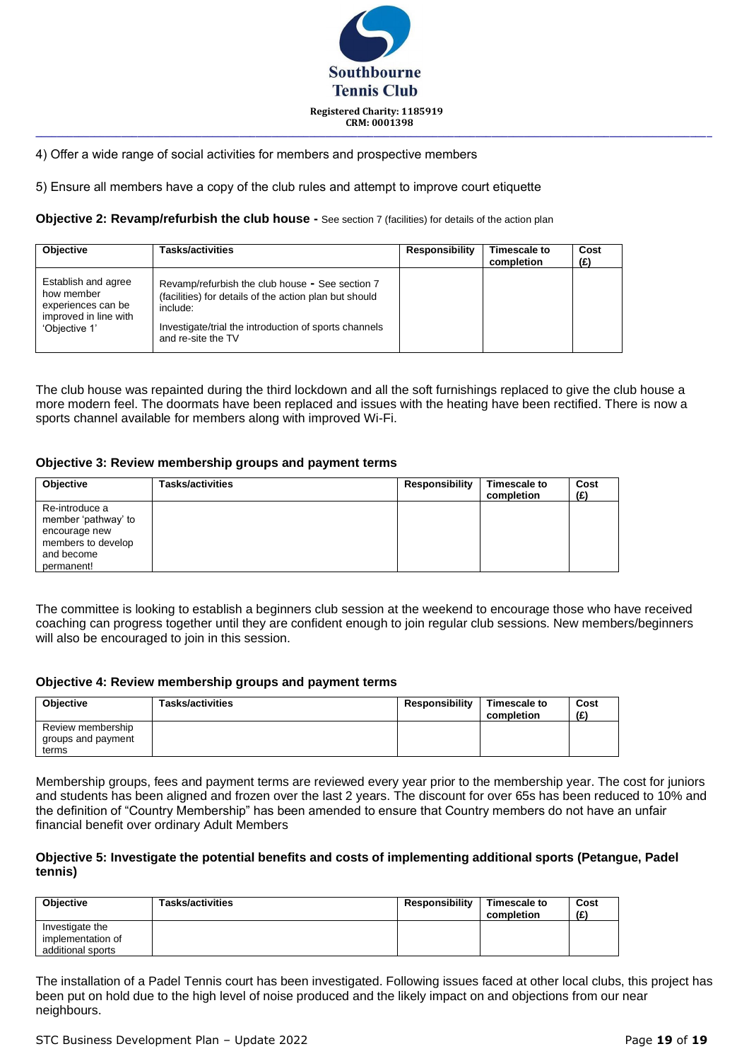Southbourne Tennis Club

Registered Charity: 1185919
CRM: 0001398

4) Offer a wide range of social activities for members and prospective members

5) Ensure all members have a copy of the club rules and attempt to improve court etiquette

**Objective 2: Revamp/refurbish the club house -** See section 7 (facilities) for details of the action plan

| Objective | Tasks/activities | Responsibility | Timescale to completion | Cost (£) |
|---|---|---|---|---|
| Establish and agree how member experiences can be improved in line with 'Objective 1' | Revamp/refurbish the club house **-** See section 7 (facilities) for details of the action plan but should include:<br><br>Investigate/trial the introduction of sports channels and re-site the TV | | | |

The club house was repainted during the third lockdown and all the soft furnishings replaced to give the club house a more modern feel. The doormats have been replaced and issues with the heating have been rectified. There is now a sports channel available for members along with improved Wi-Fi.

**Objective 3: Review membership groups and payment terms**

| Objective | Tasks/activities | Responsibility | Timescale to completion | Cost (£) |
|---|---|---|---|---|
| Re-introduce a member 'pathway' to encourage new members to develop and become permanent! | | | | |

The committee is looking to establish a beginners club session at the weekend to encourage those who have received coaching can progress together until they are confident enough to join regular club sessions. New members/beginners will also be encouraged to join in this session.

**Objective 4: Review membership groups and payment terms**

| Objective | Tasks/activities | Responsibility | Timescale to completion | Cost (£) |
|---|---|---|---|---|
| Review membership groups and payment terms | | | | |

Membership groups, fees and payment terms are reviewed every year prior to the membership year. The cost for juniors and students has been aligned and frozen over the last 2 years. The discount for over 65s has been reduced to 10% and the definition of "Country Membership" has been amended to ensure that Country members do not have an unfair financial benefit over ordinary Adult Members

**Objective 5: Investigate the potential benefits and costs of implementing additional sports (Petangue, Padel tennis)**

| Objective | Tasks/activities | Responsibility | Timescale to completion | Cost (£) |
|---|---|---|---|---|
| Investigate the implementation of additional sports | | | | |

The installation of a Padel Tennis court has been investigated. Following issues faced at other local clubs, this project has been put on hold due to the high level of noise produced and the likely impact on and objections from our near neighbours.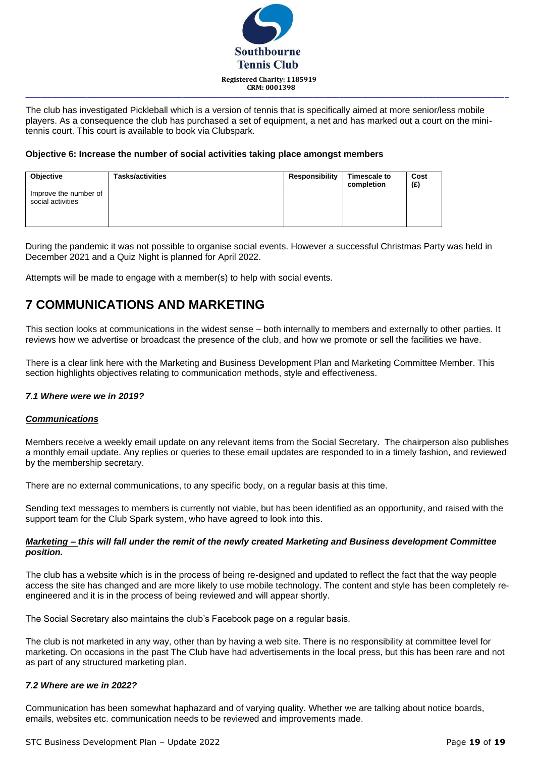The club has investigated Pickleball which is a version of tennis that is specifically aimed at more senior/less mobile players. As a consequence the club has purchased a set of equipment, a net and has marked out a court on the mini-tennis court. This court is available to book via Clubspark.

**Objective 6: Increase the number of social activities taking place amongst members**

| Objective | Tasks/activities | Responsibility | Timescale to completion | Cost (£) |
|---|---|---|---|---|
| Improve the number of social activities | | | | |

During the pandemic it was not possible to organise social events. However a successful Christmas Party was held in December 2021 and a Quiz Night is planned for April 2022.

Attempts will be made to engage with a member(s) to help with social events.

# 7 COMMUNICATIONS AND MARKETING

This section looks at communications in the widest sense – both internally to members and externally to other parties. It reviews how we advertise or broadcast the presence of the club, and how we promote or sell the facilities we have.

There is a clear link here with the Marketing and Business Development Plan and Marketing Committee Member. This section highlights objectives relating to communication methods, style and effectiveness.

### *7.1 Where were we in 2019?*

***Communications***

Members receive a weekly email update on any relevant items from the Social Secretary. The chairperson also publishes a monthly email update. Any replies or queries to these email updates are responded to in a timely fashion, and reviewed by the membership secretary.

There are no external communications, to any specific body, on a regular basis at this time.

Sending text messages to members is currently not viable, but has been identified as an opportunity, and raised with the support team for the Club Spark system, who have agreed to look into this.

***Marketing – this will fall under the remit of the newly created Marketing and Business development Committee position.***

The club has a website which is in the process of being re-designed and updated to reflect the fact that the way people access the site has changed and are more likely to use mobile technology. The content and style has been completely re-engineered and it is in the process of being reviewed and will appear shortly.

The Social Secretary also maintains the club's Facebook page on a regular basis.

The club is not marketed in any way, other than by having a web site. There is no responsibility at committee level for marketing. On occasions in the past The Club have had advertisements in the local press, but this has been rare and not as part of any structured marketing plan.

### *7.2 Where are we in 2022?*

Communication has been somewhat haphazard and of varying quality. Whether we are talking about notice boards, emails, websites etc. communication needs to be reviewed and improvements made.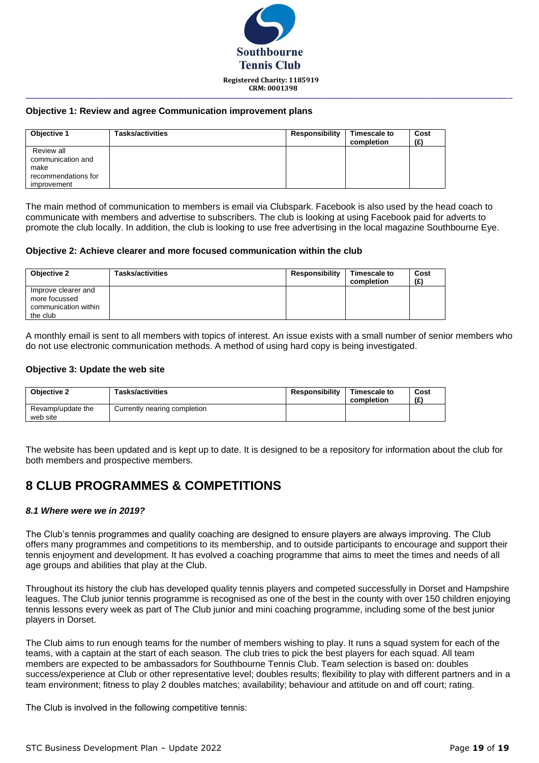### Objective 1: Review and agree Communication improvement plans

| Objective 1 | Tasks/activities | Responsibility | Timescale to completion | Cost (£) |
|---|---|---|---|---|
| Review all communication and make recommendations for improvement | | | | |

The main method of communication to members is email via Clubspark. Facebook is also used by the head coach to communicate with members and advertise to subscribers. The club is looking at using Facebook paid for adverts to promote the club locally. In addition, the club is looking to use free advertising in the local magazine Southbourne Eye.

### Objective 2: Achieve clearer and more focused communication within the club

| Objective 2 | Tasks/activities | Responsibility | Timescale to completion | Cost (£) |
|---|---|---|---|---|
| Improve clearer and more focussed communication within the club | | | | |

A monthly email is sent to all members with topics of interest. An issue exists with a small number of senior members who do not use electronic communication methods. A method of using hard copy is being investigated.

### Objective 3: Update the web site

| Objective 2 | Tasks/activities | Responsibility | Timescale to completion | Cost (£) |
|---|---|---|---|---|
| Revamp/update the web site | Currently nearing completion | | | |

The website has been updated and is kept up to date. It is designed to be a repository for information about the club for both members and prospective members.

## 8 CLUB PROGRAMMES & COMPETITIONS

### *8.1 Where were we in 2019?*

The Club's tennis programmes and quality coaching are designed to ensure players are always improving. The Club offers many programmes and competitions to its membership, and to outside participants to encourage and support their tennis enjoyment and development. It has evolved a coaching programme that aims to meet the times and needs of all age groups and abilities that play at the Club.

Throughout its history the club has developed quality tennis players and competed successfully in Dorset and Hampshire leagues. The Club junior tennis programme is recognised as one of the best in the county with over 150 children enjoying tennis lessons every week as part of The Club junior and mini coaching programme, including some of the best junior players in Dorset.

The Club aims to run enough teams for the number of members wishing to play. It runs a squad system for each of the teams, with a captain at the start of each season. The club tries to pick the best players for each squad. All team members are expected to be ambassadors for Southbourne Tennis Club. Team selection is based on: doubles success/experience at Club or other representative level; doubles results; flexibility to play with different partners and in a team environment; fitness to play 2 doubles matches; availability; behaviour and attitude on and off court; rating.

The Club is involved in the following competitive tennis: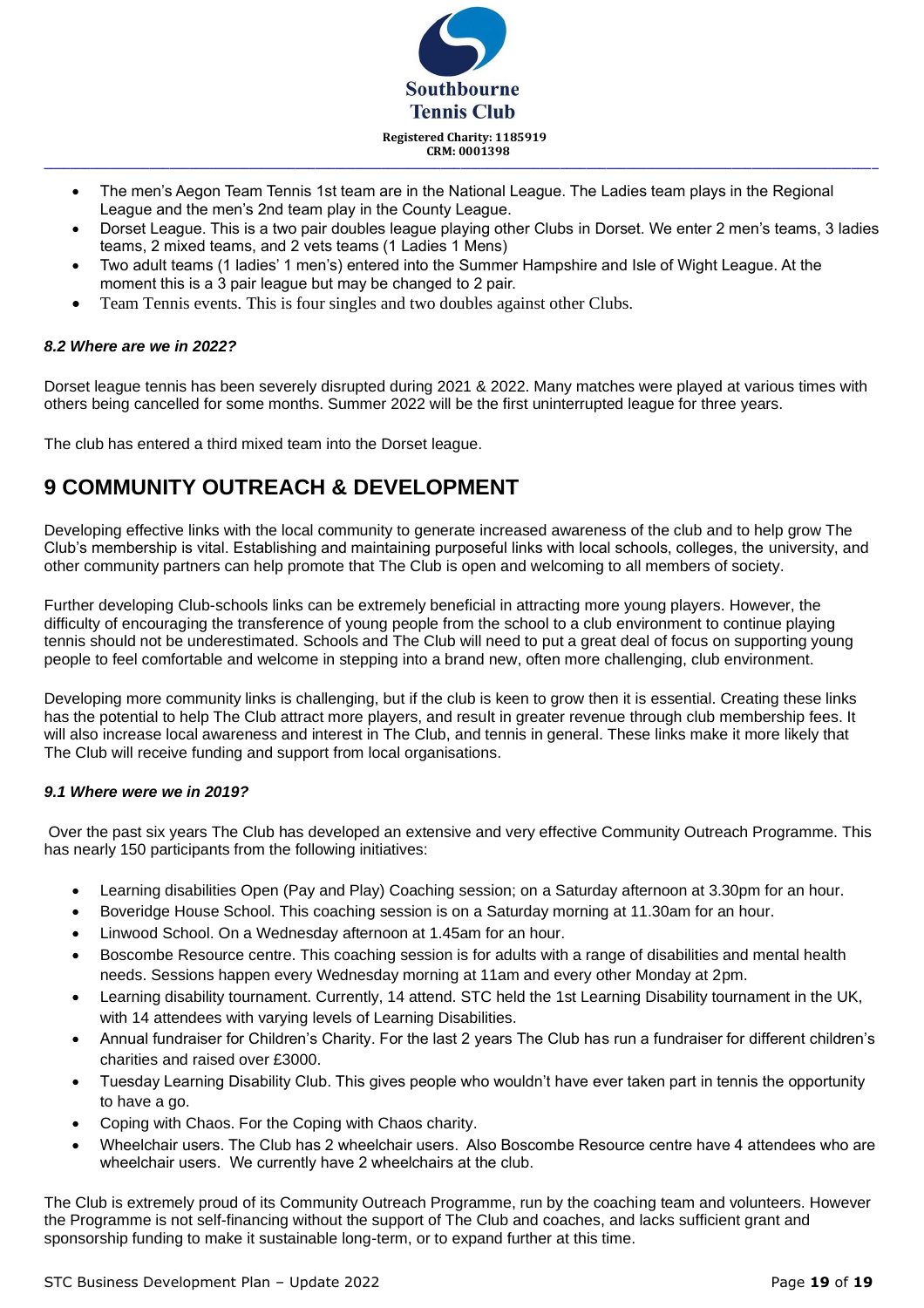- The men's Aegon Team Tennis 1st team are in the National League. The Ladies team plays in the Regional League and the men's 2nd team play in the County League.
- Dorset League. This is a two pair doubles league playing other Clubs in Dorset. We enter 2 men's teams, 3 ladies teams, 2 mixed teams, and 2 vets teams (1 Ladies 1 Mens)
- Two adult teams (1 ladies' 1 men's) entered into the Summer Hampshire and Isle of Wight League. At the moment this is a 3 pair league but may be changed to 2 pair.
- Team Tennis events. This is four singles and two doubles against other Clubs.

#### *8.2 Where are we in 2022?*

Dorset league tennis has been severely disrupted during 2021 & 2022. Many matches were played at various times with others being cancelled for some months. Summer 2022 will be the first uninterrupted league for three years.

The club has entered a third mixed team into the Dorset league.

## 9 COMMUNITY OUTREACH & DEVELOPMENT

Developing effective links with the local community to generate increased awareness of the club and to help grow The Club's membership is vital. Establishing and maintaining purposeful links with local schools, colleges, the university, and other community partners can help promote that The Club is open and welcoming to all members of society.

Further developing Club-schools links can be extremely beneficial in attracting more young players. However, the difficulty of encouraging the transference of young people from the school to a club environment to continue playing tennis should not be underestimated. Schools and The Club will need to put a great deal of focus on supporting young people to feel comfortable and welcome in stepping into a brand new, often more challenging, club environment.

Developing more community links is challenging, but if the club is keen to grow then it is essential. Creating these links has the potential to help The Club attract more players, and result in greater revenue through club membership fees. It will also increase local awareness and interest in The Club, and tennis in general. These links make it more likely that The Club will receive funding and support from local organisations.

#### *9.1 Where were we in 2019?*

Over the past six years The Club has developed an extensive and very effective Community Outreach Programme. This has nearly 150 participants from the following initiatives:

- Learning disabilities Open (Pay and Play) Coaching session; on a Saturday afternoon at 3.30pm for an hour.
- Boveridge House School. This coaching session is on a Saturday morning at 11.30am for an hour.
- Linwood School. On a Wednesday afternoon at 1.45am for an hour.
- Boscombe Resource centre. This coaching session is for adults with a range of disabilities and mental health needs. Sessions happen every Wednesday morning at 11am and every other Monday at 2pm.
- Learning disability tournament. Currently, 14 attend. STC held the 1st Learning Disability tournament in the UK, with 14 attendees with varying levels of Learning Disabilities.
- Annual fundraiser for Children's Charity. For the last 2 years The Club has run a fundraiser for different children's charities and raised over £3000.
- Tuesday Learning Disability Club. This gives people who wouldn't have ever taken part in tennis the opportunity to have a go.
- Coping with Chaos. For the Coping with Chaos charity.
- Wheelchair users. The Club has 2 wheelchair users. Also Boscombe Resource centre have 4 attendees who are wheelchair users. We currently have 2 wheelchairs at the club.

The Club is extremely proud of its Community Outreach Programme, run by the coaching team and volunteers. However the Programme is not self-financing without the support of The Club and coaches, and lacks sufficient grant and sponsorship funding to make it sustainable long-term, or to expand further at this time.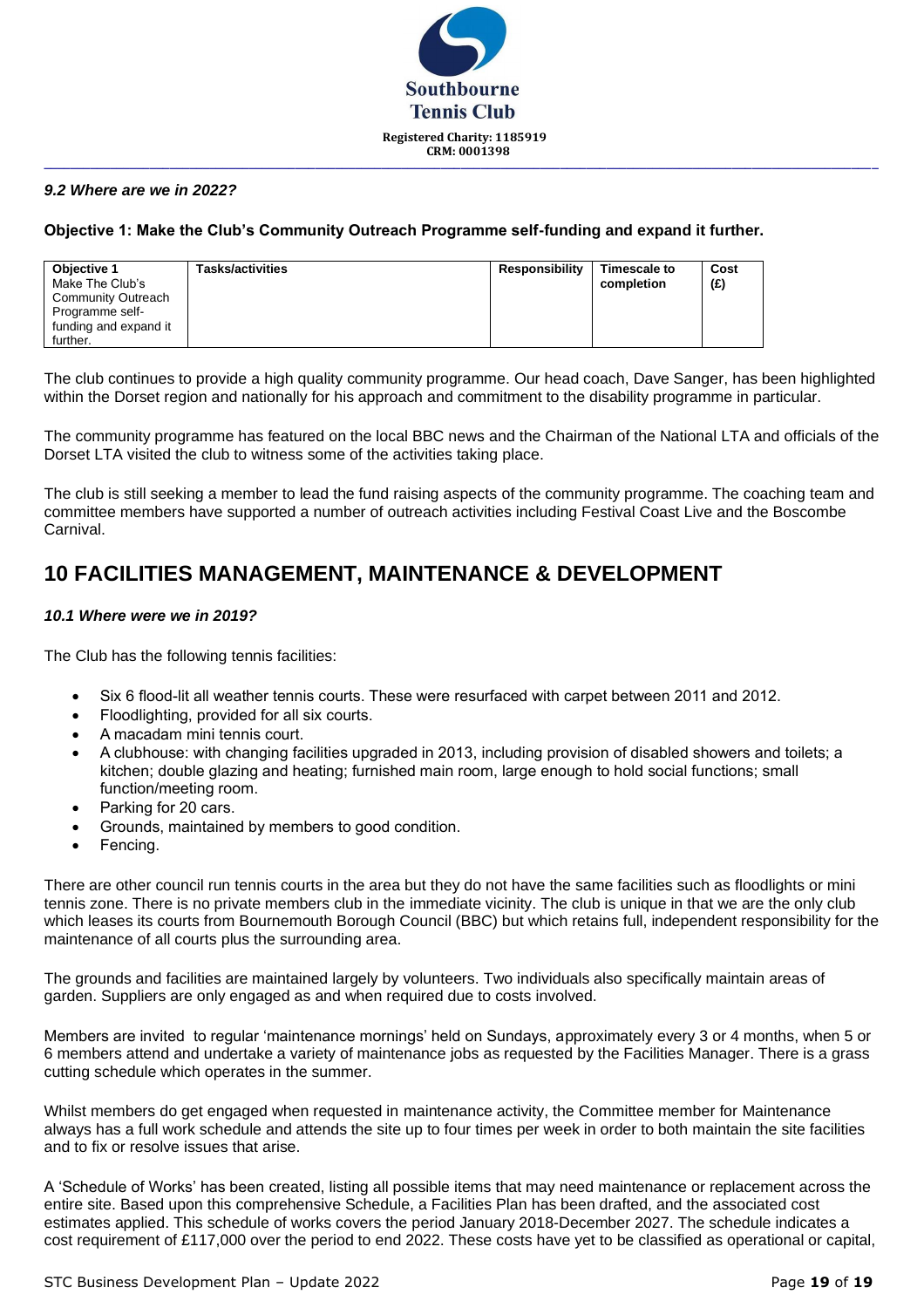### *9.2 Where are we in 2022?*

**Objective 1: Make the Club's Community Outreach Programme self-funding and expand it further.**

| Objective 1 Make The Club's Community Outreach Programme self-funding and expand it further. | Tasks/activities | Responsibility | Timescale to completion | Cost (£) |
|---|---|---|---|---|

The club continues to provide a high quality community programme. Our head coach, Dave Sanger, has been highlighted within the Dorset region and nationally for his approach and commitment to the disability programme in particular.

The community programme has featured on the local BBC news and the Chairman of the National LTA and officials of the Dorset LTA visited the club to witness some of the activities taking place.

The club is still seeking a member to lead the fund raising aspects of the community programme. The coaching team and committee members have supported a number of outreach activities including Festival Coast Live and the Boscombe Carnival.

## 10 FACILITIES MANAGEMENT, MAINTENANCE & DEVELOPMENT

### *10.1 Where were we in 2019?*

The Club has the following tennis facilities:

- Six 6 flood-lit all weather tennis courts. These were resurfaced with carpet between 2011 and 2012.
- Floodlighting, provided for all six courts.
- A macadam mini tennis court.
- A clubhouse: with changing facilities upgraded in 2013, including provision of disabled showers and toilets; a kitchen; double glazing and heating; furnished main room, large enough to hold social functions; small function/meeting room.
- Parking for 20 cars.
- Grounds, maintained by members to good condition.
- Fencing.

There are other council run tennis courts in the area but they do not have the same facilities such as floodlights or mini tennis zone. There is no private members club in the immediate vicinity. The club is unique in that we are the only club which leases its courts from Bournemouth Borough Council (BBC) but which retains full, independent responsibility for the maintenance of all courts plus the surrounding area.

The grounds and facilities are maintained largely by volunteers. Two individuals also specifically maintain areas of garden. Suppliers are only engaged as and when required due to costs involved.

Members are invited to regular 'maintenance mornings' held on Sundays, approximately every 3 or 4 months, when 5 or 6 members attend and undertake a variety of maintenance jobs as requested by the Facilities Manager. There is a grass cutting schedule which operates in the summer.

Whilst members do get engaged when requested in maintenance activity, the Committee member for Maintenance always has a full work schedule and attends the site up to four times per week in order to both maintain the site facilities and to fix or resolve issues that arise.

A 'Schedule of Works' has been created, listing all possible items that may need maintenance or replacement across the entire site. Based upon this comprehensive Schedule, a Facilities Plan has been drafted, and the associated cost estimates applied. This schedule of works covers the period January 2018-December 2027. The schedule indicates a cost requirement of £117,000 over the period to end 2022. These costs have yet to be classified as operational or capital,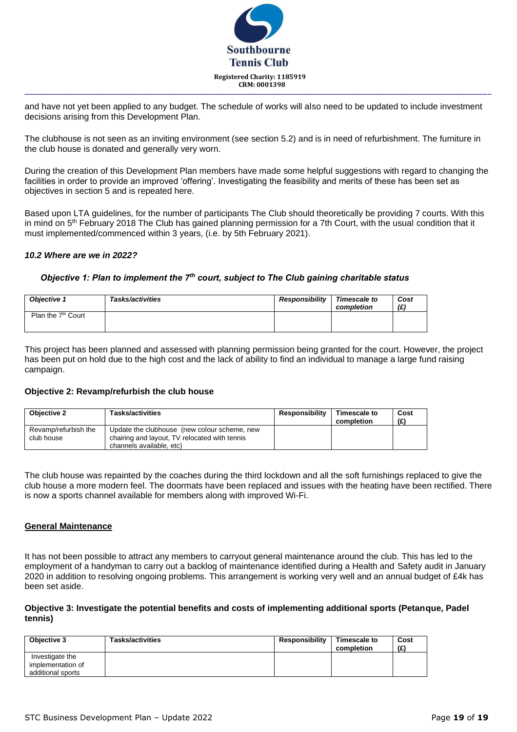and have not yet been applied to any budget. The schedule of works will also need to be updated to include investment decisions arising from this Development Plan.

The clubhouse is not seen as an inviting environment (see section 5.2) and is in need of refurbishment. The furniture in the club house is donated and generally very worn.

During the creation of this Development Plan members have made some helpful suggestions with regard to changing the facilities in order to provide an improved 'offering'. Investigating the feasibility and merits of these has been set as objectives in section 5 and is repeated here.

Based upon LTA guidelines, for the number of participants The Club should theoretically be providing 7 courts. With this in mind on 5th February 2018 The Club has gained planning permission for a 7th Court, with the usual condition that it must implemented/commenced within 3 years, (i.e. by 5th February 2021).

***10.2 Where are we in 2022?***

***Objective 1: Plan to implement the 7th court, subject to The Club gaining charitable status***

| *Objective 1* | *Tasks/activities* | *Responsibility* | *Timescale to completion* | *Cost (£)* |
|---|---|---|---|---|
| Plan the 7th Court | | | | |

This project has been planned and assessed with planning permission being granted for the court. However, the project has been put on hold due to the high cost and the lack of ability to find an individual to manage a large fund raising campaign.

**Objective 2: Revamp/refurbish the club house**

| Objective 2 | Tasks/activities | Responsibility | Timescale to completion | Cost (£) |
|---|---|---|---|---|
| Revamp/refurbish the club house | Update the clubhouse (new colour scheme, new chairing and layout, TV relocated with tennis channels available, etc) | | | |

The club house was repainted by the coaches during the third lockdown and all the soft furnishings replaced to give the club house a more modern feel. The doormats have been replaced and issues with the heating have been rectified. There is now a sports channel available for members along with improved Wi-Fi.

**<u>General Maintenance</u>**

It has not been possible to attract any members to carryout general maintenance around the club. This has led to the employment of a handyman to carry out a backlog of maintenance identified during a Health and Safety audit in January 2020 in addition to resolving ongoing problems. This arrangement is working very well and an annual budget of £4k has been set aside.

**Objective 3: Investigate the potential benefits and costs of implementing additional sports (Petanque, Padel tennis)**

| Objective 3 | Tasks/activities | Responsibility | Timescale to completion | Cost (£) |
|---|---|---|---|---|
| Investigate the implementation of additional sports | | | | |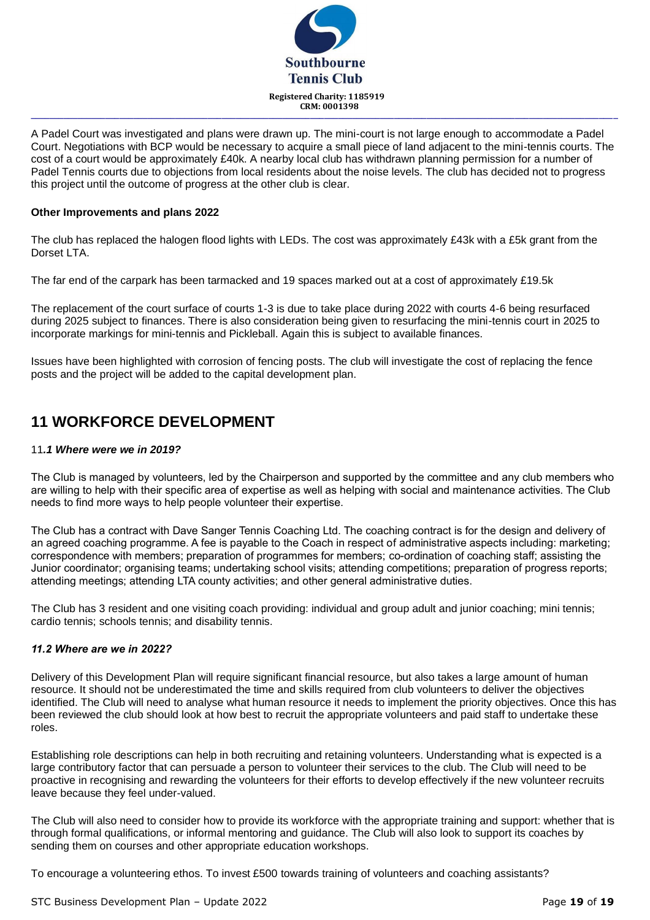A Padel Court was investigated and plans were drawn up. The mini-court is not large enough to accommodate a Padel Court. Negotiations with BCP would be necessary to acquire a small piece of land adjacent to the mini-tennis courts. The cost of a court would be approximately £40k. A nearby local club has withdrawn planning permission for a number of Padel Tennis courts due to objections from local residents about the noise levels. The club has decided not to progress this project until the outcome of progress at the other club is clear.

**Other Improvements and plans 2022**

The club has replaced the halogen flood lights with LEDs. The cost was approximately £43k with a £5k grant from the Dorset LTA.

The far end of the carpark has been tarmacked and 19 spaces marked out at a cost of approximately £19.5k

The replacement of the court surface of courts 1-3 is due to take place during 2022 with courts 4-6 being resurfaced during 2025 subject to finances. There is also consideration being given to resurfacing the mini-tennis court in 2025 to incorporate markings for mini-tennis and Pickleball. Again this is subject to available finances.

Issues have been highlighted with corrosion of fencing posts. The club will investigate the cost of replacing the fence posts and the project will be added to the capital development plan.

# 11 WORKFORCE DEVELOPMENT

### 11*.1 Where were we in 2019?*

The Club is managed by volunteers, led by the Chairperson and supported by the committee and any club members who are willing to help with their specific area of expertise as well as helping with social and maintenance activities. The Club needs to find more ways to help people volunteer their expertise.

The Club has a contract with Dave Sanger Tennis Coaching Ltd. The coaching contract is for the design and delivery of an agreed coaching programme. A fee is payable to the Coach in respect of administrative aspects including: marketing; correspondence with members; preparation of programmes for members; co-ordination of coaching staff; assisting the Junior coordinator; organising teams; undertaking school visits; attending competitions; preparation of progress reports; attending meetings; attending LTA county activities; and other general administrative duties.

The Club has 3 resident and one visiting coach providing: individual and group adult and junior coaching; mini tennis; cardio tennis; schools tennis; and disability tennis.

### *11.2 Where are we in 2022?*

Delivery of this Development Plan will require significant financial resource, but also takes a large amount of human resource. It should not be underestimated the time and skills required from club volunteers to deliver the objectives identified. The Club will need to analyse what human resource it needs to implement the priority objectives. Once this has been reviewed the club should look at how best to recruit the appropriate volunteers and paid staff to undertake these roles.

Establishing role descriptions can help in both recruiting and retaining volunteers. Understanding what is expected is a large contributory factor that can persuade a person to volunteer their services to the club. The Club will need to be proactive in recognising and rewarding the volunteers for their efforts to develop effectively if the new volunteer recruits leave because they feel under-valued.

The Club will also need to consider how to provide its workforce with the appropriate training and support: whether that is through formal qualifications, or informal mentoring and guidance. The Club will also look to support its coaches by sending them on courses and other appropriate education workshops.

To encourage a volunteering ethos. To invest £500 towards training of volunteers and coaching assistants?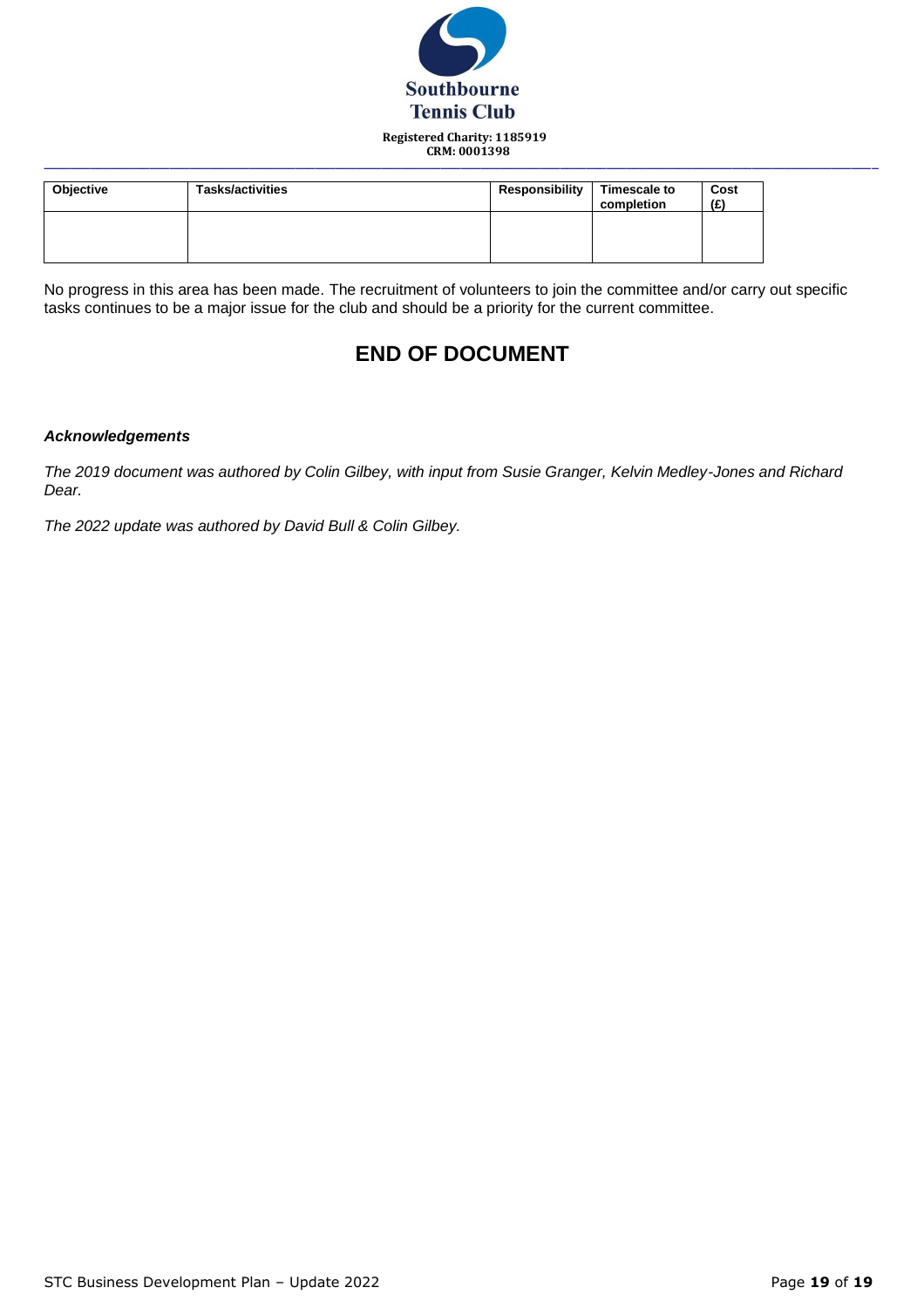| Objective | Tasks/activities | Responsibility | Timescale to completion | Cost (£) |
|---|---|---|---|---|
| | | | | |

No progress in this area has been made. The recruitment of volunteers to join the committee and/or carry out specific tasks continues to be a major issue for the club and should be a priority for the current committee.

## END OF DOCUMENT

***Acknowledgements***

*The 2019 document was authored by Colin Gilbey, with input from Susie Granger, Kelvin Medley-Jones and Richard Dear.*

*The 2022 update was authored by David Bull & Colin Gilbey.*